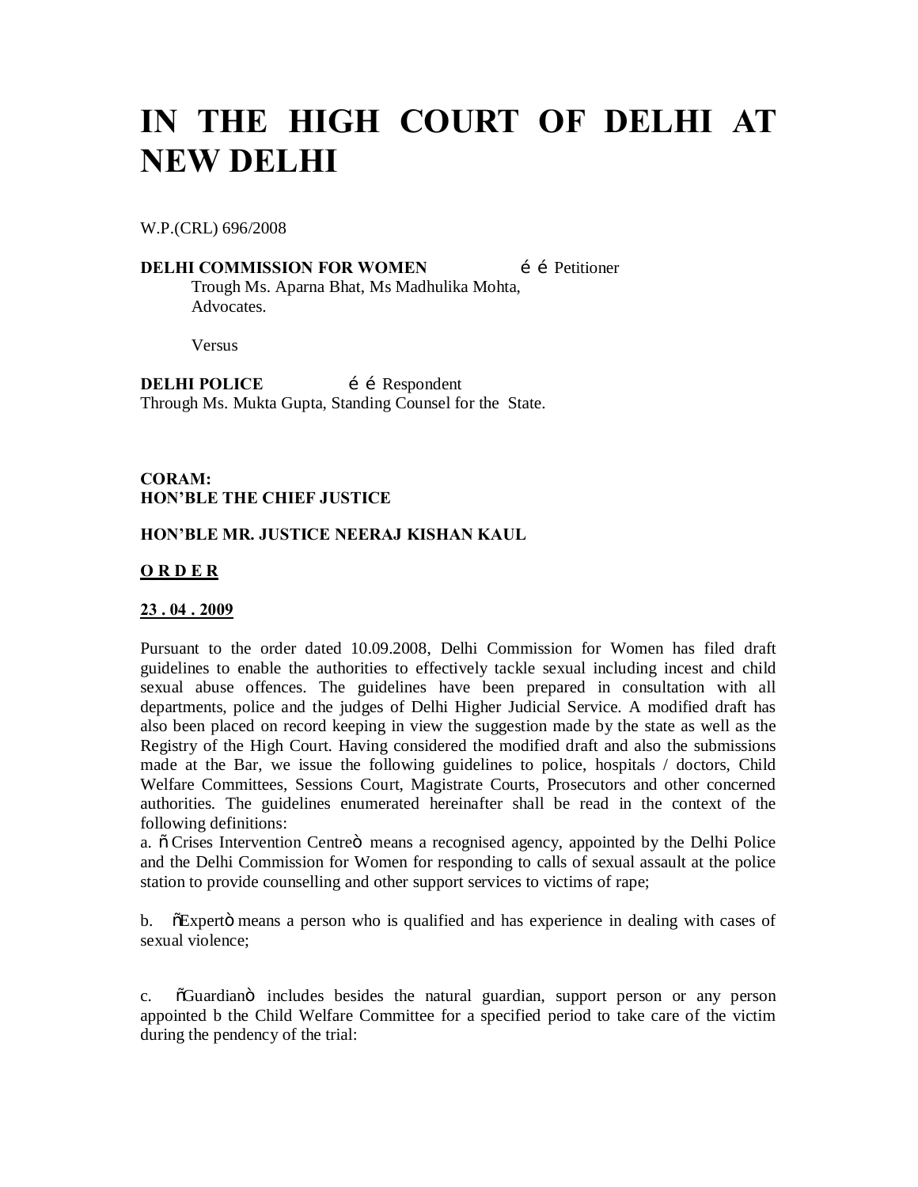# IN THE HIGH COURT OF DELHI AT NEW DELHI

W.P.(CRL) 696/2008

**DELHI COMMISSION FOR WOMEN** é é Petitioner
Trough Ms. Aparna Bhat, Ms Madhulika Mohta, Advocates.

Versus

**DELHI POLICE** é é Respondent
Through Ms. Mukta Gupta, Standing Counsel for the State.

**CORAM:**
**HON'BLE THE CHIEF JUSTICE**

**HON'BLE MR. JUSTICE NEERAJ KISHAN KAUL**

**O R D E R**

**23 . 04 . 2009**

Pursuant to the order dated 10.09.2008, Delhi Commission for Women has filed draft guidelines to enable the authorities to effectively tackle sexual including incest and child sexual abuse offences. The guidelines have been prepared in consultation with all departments, police and the judges of Delhi Higher Judicial Service. A modified draft has also been placed on record keeping in view the suggestion made by the state as well as the Registry of the High Court. Having considered the modified draft and also the submissions made at the Bar, we issue the following guidelines to police, hospitals / doctors, Child Welfare Committees, Sessions Court, Magistrate Courts, Prosecutors and other concerned authorities. The guidelines enumerated hereinafter shall be read in the context of the following definitions:

a. õ Crises Intervention Centreö means a recognised agency, appointed by the Delhi Police and the Delhi Commission for Women for responding to calls of sexual assault at the police station to provide counselling and other support services to victims of rape;

b. õExpertö means a person who is qualified and has experience in dealing with cases of sexual violence;

c. õGuardianö includes besides the natural guardian, support person or any person appointed b the Child Welfare Committee for a specified period to take care of the victim during the pendency of the trial: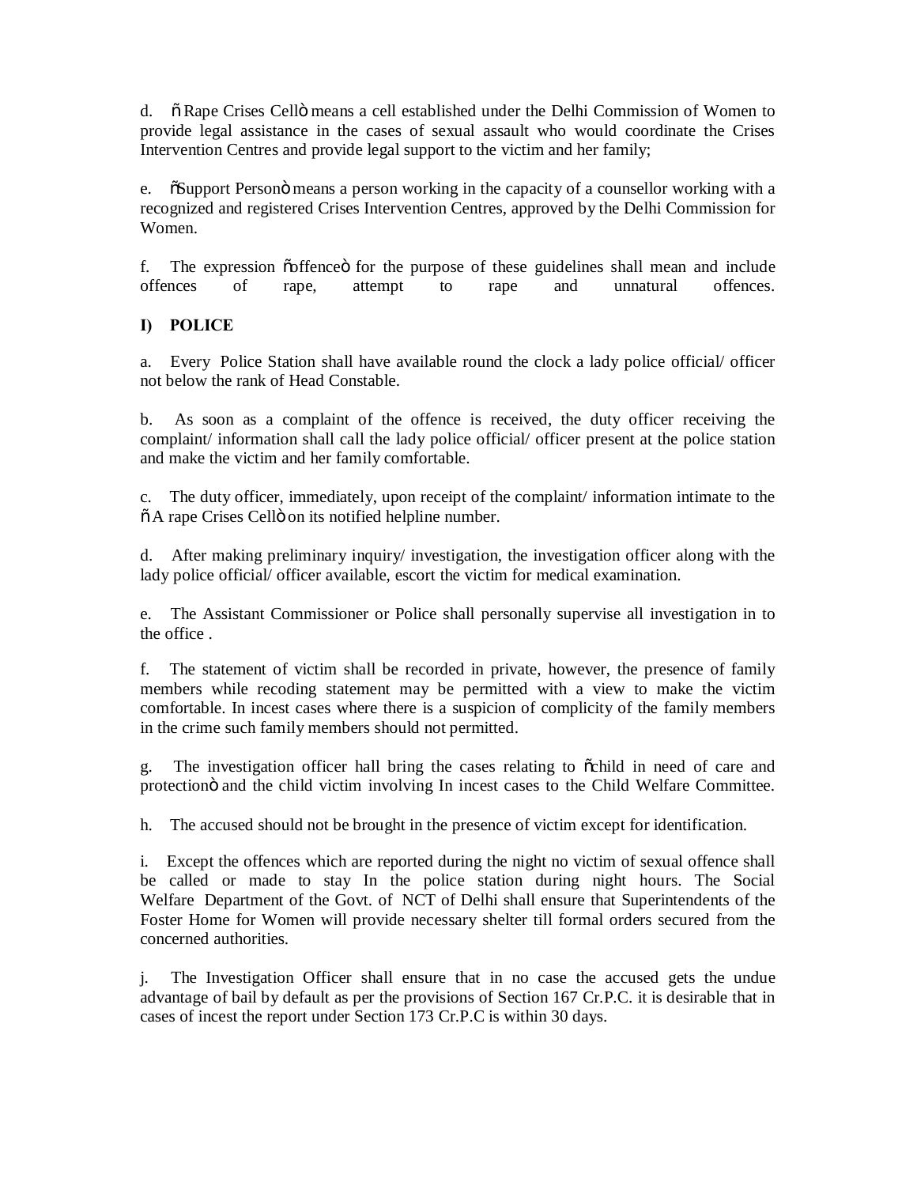d. "Rape Crises Cell" means a cell established under the Delhi Commission of Women to provide legal assistance in the cases of sexual assault who would coordinate the Crises Intervention Centres and provide legal support to the victim and her family;

e. "Support Person" means a person working in the capacity of a counsellor working with a recognized and registered Crises Intervention Centres, approved by the Delhi Commission for Women.

f. The expression "offence" for the purpose of these guidelines shall mean and include offences of rape, attempt to rape and unnatural offences.

**I) POLICE**

a. Every Police Station shall have available round the clock a lady police official/ officer not below the rank of Head Constable.

b. As soon as a complaint of the offence is received, the duty officer receiving the complaint/ information shall call the lady police official/ officer present at the police station and make the victim and her family comfortable.

c. The duty officer, immediately, upon receipt of the complaint/ information intimate to the "A rape Crises Cell" on its notified helpline number.

d. After making preliminary inquiry/ investigation, the investigation officer along with the lady police official/ officer available, escort the victim for medical examination.

e. The Assistant Commissioner or Police shall personally supervise all investigation in to the office .

f. The statement of victim shall be recorded in private, however, the presence of family members while recoding statement may be permitted with a view to make the victim comfortable. In incest cases where there is a suspicion of complicity of the family members in the crime such family members should not permitted.

g. The investigation officer hall bring the cases relating to "child in need of care and protection" and the child victim involving In incest cases to the Child Welfare Committee.

h. The accused should not be brought in the presence of victim except for identification.

i. Except the offences which are reported during the night no victim of sexual offence shall be called or made to stay In the police station during night hours. The Social Welfare Department of the Govt. of NCT of Delhi shall ensure that Superintendents of the Foster Home for Women will provide necessary shelter till formal orders secured from the concerned authorities.

j. The Investigation Officer shall ensure that in no case the accused gets the undue advantage of bail by default as per the provisions of Section 167 Cr.P.C. it is desirable that in cases of incest the report under Section 173 Cr.P.C is within 30 days.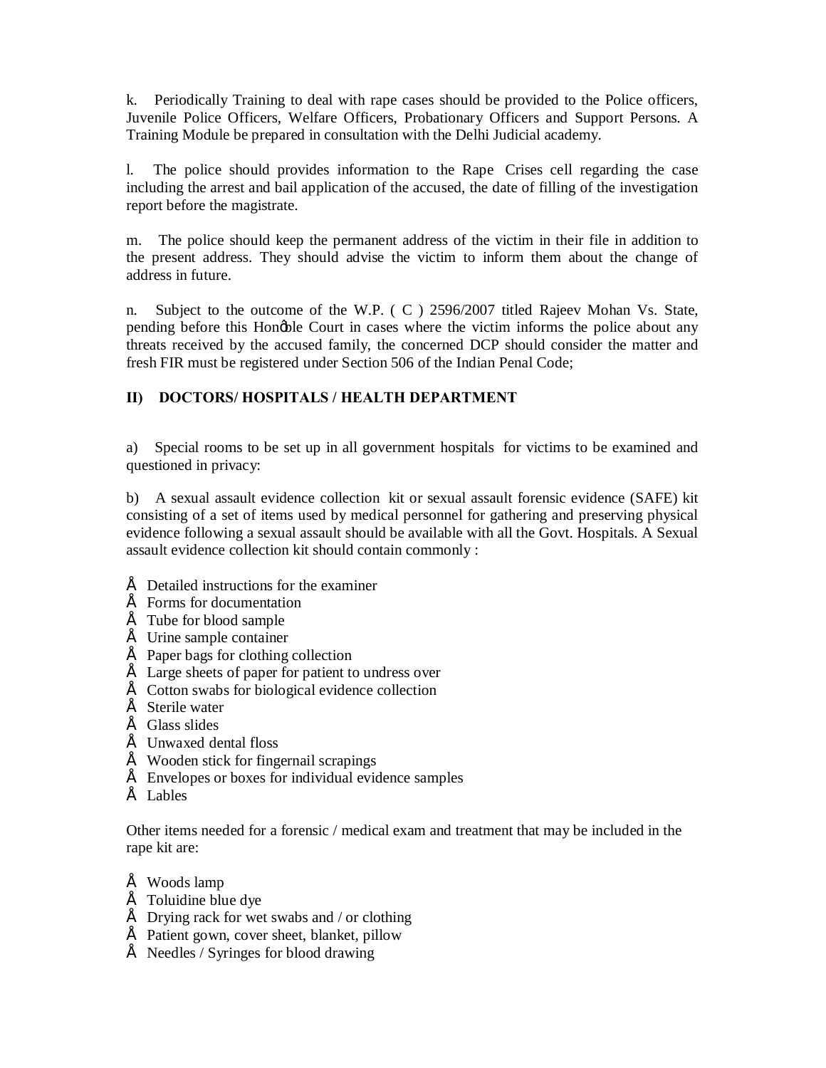k. Periodically Training to deal with rape cases should be provided to the Police officers, Juvenile Police Officers, Welfare Officers, Probationary Officers and Support Persons. A Training Module be prepared in consultation with the Delhi Judicial academy.

l. The police should provides information to the Rape Crises cell regarding the case including the arrest and bail application of the accused, the date of filling of the investigation report before the magistrate.

m. The police should keep the permanent address of the victim in their file in addition to the present address. They should advise the victim to inform them about the change of address in future.

n. Subject to the outcome of the W.P. ( C ) 2596/2007 titled Rajeev Mohan Vs. State, pending before this Honǿble Court in cases where the victim informs the police about any threats received by the accused family, the concerned DCP should consider the matter and fresh FIR must be registered under Section 506 of the Indian Penal Code;

**II) DOCTORS/ HOSPITALS / HEALTH DEPARTMENT**

a) Special rooms to be set up in all government hospitals for victims to be examined and questioned in privacy:

b) A sexual assault evidence collection kit or sexual assault forensic evidence (SAFE) kit consisting of a set of items used by medical personnel for gathering and preserving physical evidence following a sexual assault should be available with all the Govt. Hospitals. A Sexual assault evidence collection kit should contain commonly :

- Detailed instructions for the examiner
- Forms for documentation
- Tube for blood sample
- Urine sample container
- Paper bags for clothing collection
- Large sheets of paper for patient to undress over
- Cotton swabs for biological evidence collection
- Sterile water
- Glass slides
- Unwaxed dental floss
- Wooden stick for fingernail scrapings
- Envelopes or boxes for individual evidence samples
- Lables

Other items needed for a forensic / medical exam and treatment that may be included in the rape kit are:

- Woods lamp
- Toluidine blue dye
- Drying rack for wet swabs and / or clothing
- Patient gown, cover sheet, blanket, pillow
- Needles / Syringes for blood drawing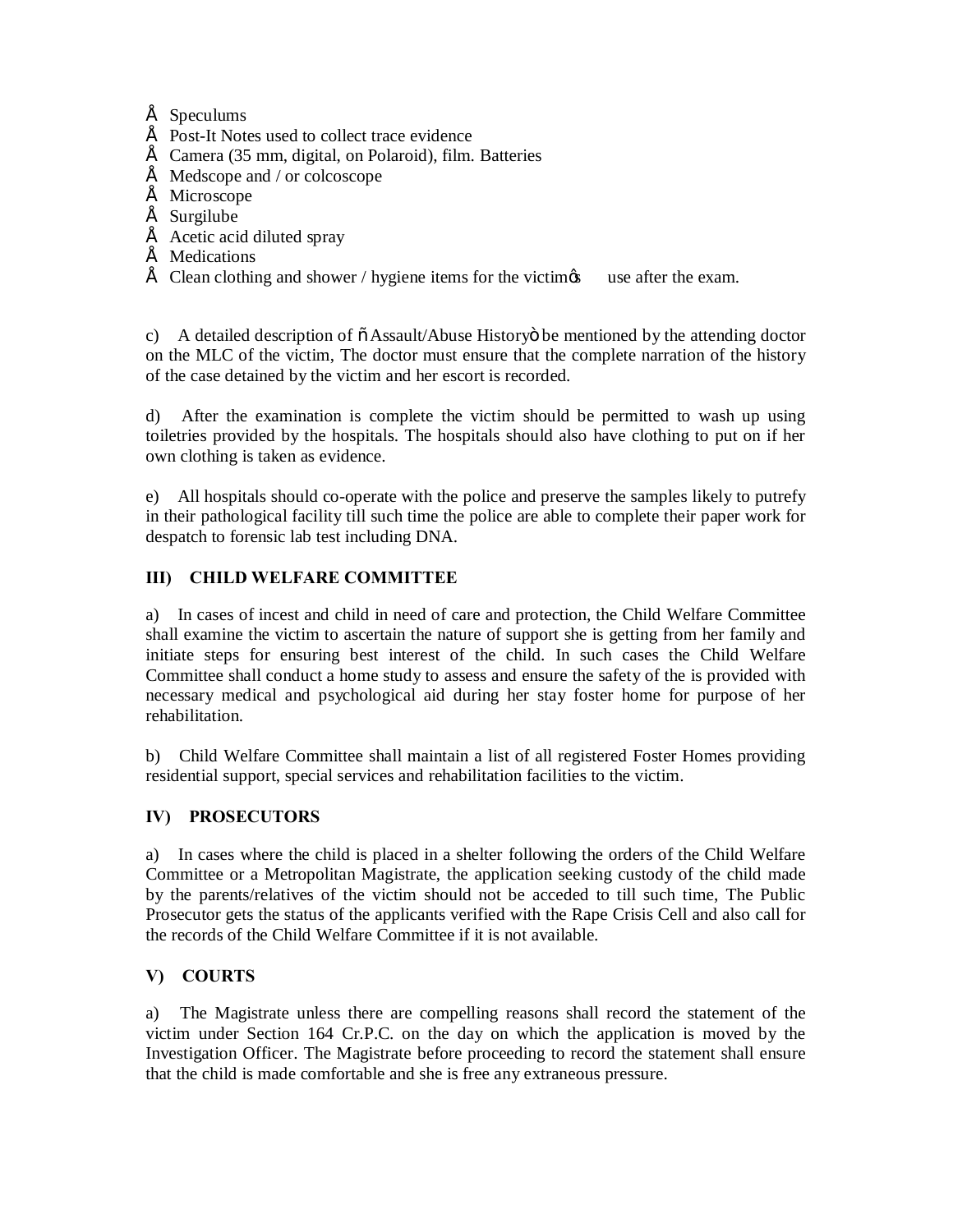- Speculums
- Post-It Notes used to collect trace evidence
- Camera (35 mm, digital, on Polaroid), film. Batteries
- Medscope and / or colcoscope
- Microscope
- Surgilube
- Acetic acid diluted spray
- Medications
- Clean clothing and shower / hygiene items for the victim's use after the exam.

c) A detailed description of "Assault/Abuse History" be mentioned by the attending doctor on the MLC of the victim, The doctor must ensure that the complete narration of the history of the case detained by the victim and her escort is recorded.

d) After the examination is complete the victim should be permitted to wash up using toiletries provided by the hospitals. The hospitals should also have clothing to put on if her own clothing is taken as evidence.

e) All hospitals should co-operate with the police and preserve the samples likely to putrefy in their pathological facility till such time the police are able to complete their paper work for despatch to forensic lab test including DNA.

## III) CHILD WELFARE COMMITTEE

a) In cases of incest and child in need of care and protection, the Child Welfare Committee shall examine the victim to ascertain the nature of support she is getting from her family and initiate steps for ensuring best interest of the child. In such cases the Child Welfare Committee shall conduct a home study to assess and ensure the safety of the is provided with necessary medical and psychological aid during her stay foster home for purpose of her rehabilitation.

b) Child Welfare Committee shall maintain a list of all registered Foster Homes providing residential support, special services and rehabilitation facilities to the victim.

## IV) PROSECUTORS

a) In cases where the child is placed in a shelter following the orders of the Child Welfare Committee or a Metropolitan Magistrate, the application seeking custody of the child made by the parents/relatives of the victim should not be acceded to till such time, The Public Prosecutor gets the status of the applicants verified with the Rape Crisis Cell and also call for the records of the Child Welfare Committee if it is not available.

## V) COURTS

a) The Magistrate unless there are compelling reasons shall record the statement of the victim under Section 164 Cr.P.C. on the day on which the application is moved by the Investigation Officer. The Magistrate before proceeding to record the statement shall ensure that the child is made comfortable and she is free any extraneous pressure.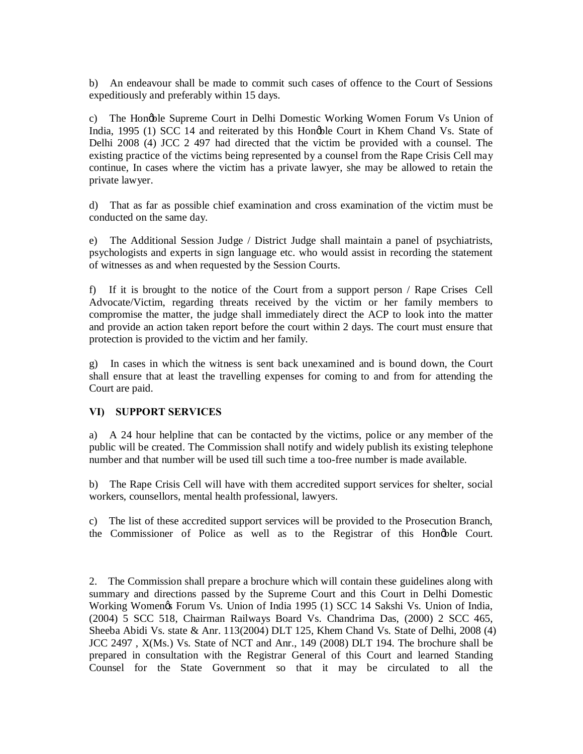b) An endeavour shall be made to commit such cases of offence to the Court of Sessions expeditiously and preferably within 15 days.

c) The Hon'ble Supreme Court in Delhi Domestic Working Women Forum Vs Union of India, 1995 (1) SCC 14 and reiterated by this Hon'ble Court in Khem Chand Vs. State of Delhi 2008 (4) JCC 2 497 had directed that the victim be provided with a counsel. The existing practice of the victims being represented by a counsel from the Rape Crisis Cell may continue, In cases where the victim has a private lawyer, she may be allowed to retain the private lawyer.

d) That as far as possible chief examination and cross examination of the victim must be conducted on the same day.

e) The Additional Session Judge / District Judge shall maintain a panel of psychiatrists, psychologists and experts in sign language etc. who would assist in recording the statement of witnesses as and when requested by the Session Courts.

f) If it is brought to the notice of the Court from a support person / Rape Crises Cell Advocate/Victim, regarding threats received by the victim or her family members to compromise the matter, the judge shall immediately direct the ACP to look into the matter and provide an action taken report before the court within 2 days. The court must ensure that protection is provided to the victim and her family.

g) In cases in which the witness is sent back unexamined and is bound down, the Court shall ensure that at least the travelling expenses for coming to and from for attending the Court are paid.

**VI) SUPPORT SERVICES**

a) A 24 hour helpline that can be contacted by the victims, police or any member of the public will be created. The Commission shall notify and widely publish its existing telephone number and that number will be used till such time a too-free number is made available.

b) The Rape Crisis Cell will have with them accredited support services for shelter, social workers, counsellors, mental health professional, lawyers.

c) The list of these accredited support services will be provided to the Prosecution Branch, the Commissioner of Police as well as to the Registrar of this Hon'ble Court.

2. The Commission shall prepare a brochure which will contain these guidelines along with summary and directions passed by the Supreme Court and this Court in Delhi Domestic Working Women's Forum Vs. Union of India 1995 (1) SCC 14 Sakshi Vs. Union of India, (2004) 5 SCC 518, Chairman Railways Board Vs. Chandrima Das, (2000) 2 SCC 465, Sheeba Abidi Vs. state & Anr. 113(2004) DLT 125, Khem Chand Vs. State of Delhi, 2008 (4) JCC 2497 , X(Ms.) Vs. State of NCT and Anr., 149 (2008) DLT 194. The brochure shall be prepared in consultation with the Registrar General of this Court and learned Standing Counsel for the State Government so that it may be circulated to all the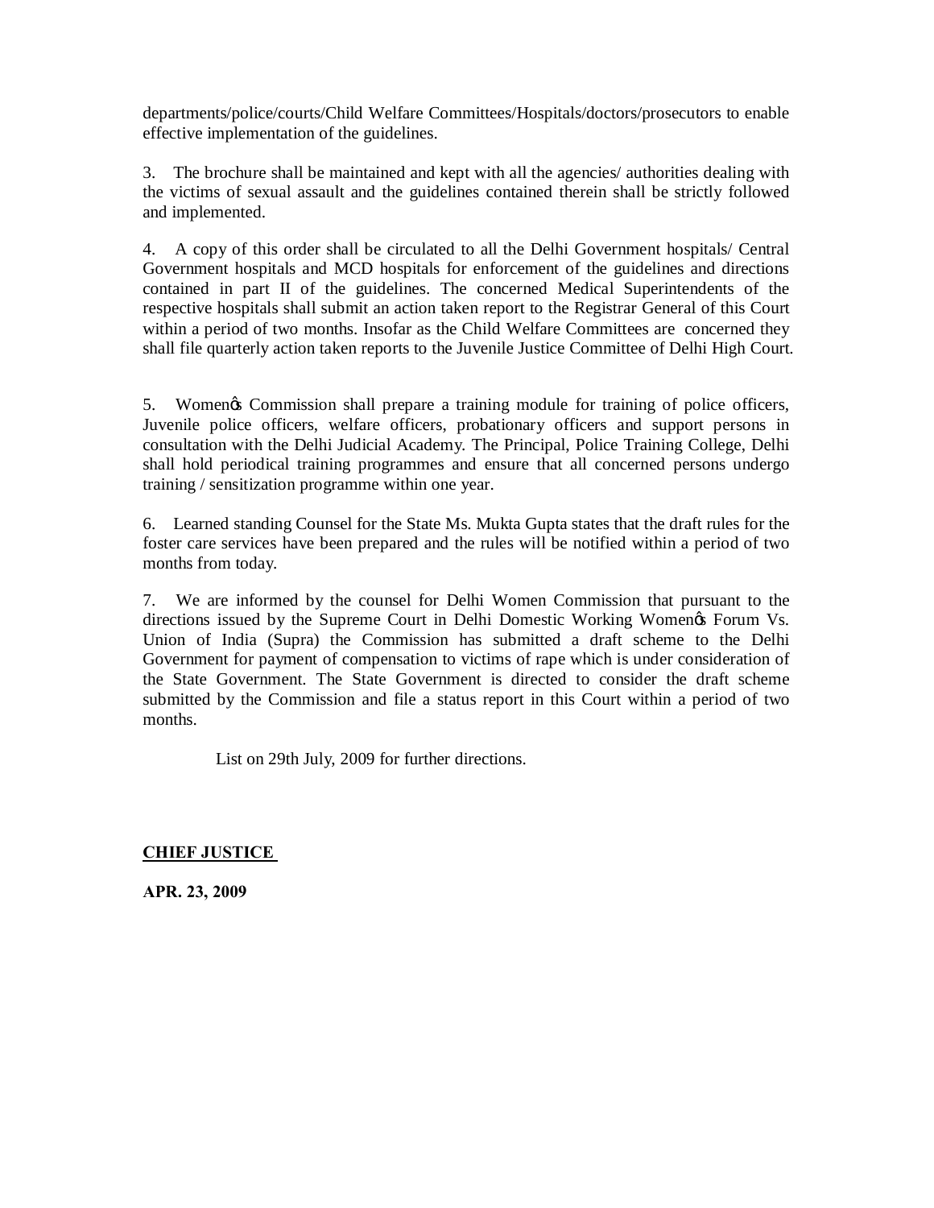departments/police/courts/Child Welfare Committees/Hospitals/doctors/prosecutors to enable effective implementation of the guidelines.

3. The brochure shall be maintained and kept with all the agencies/ authorities dealing with the victims of sexual assault and the guidelines contained therein shall be strictly followed and implemented.

4. A copy of this order shall be circulated to all the Delhi Government hospitals/ Central Government hospitals and MCD hospitals for enforcement of the guidelines and directions contained in part II of the guidelines. The concerned Medical Superintendents of the respective hospitals shall submit an action taken report to the Registrar General of this Court within a period of two months. Insofar as the Child Welfare Committees are concerned they shall file quarterly action taken reports to the Juvenile Justice Committee of Delhi High Court.

5. Womenҫs Commission shall prepare a training module for training of police officers, Juvenile police officers, welfare officers, probationary officers and support persons in consultation with the Delhi Judicial Academy. The Principal, Police Training College, Delhi shall hold periodical training programmes and ensure that all concerned persons undergo training / sensitization programme within one year.

6. Learned standing Counsel for the State Ms. Mukta Gupta states that the draft rules for the foster care services have been prepared and the rules will be notified within a period of two months from today.

7. We are informed by the counsel for Delhi Women Commission that pursuant to the directions issued by the Supreme Court in Delhi Domestic Working Womenҫs Forum Vs. Union of India (Supra) the Commission has submitted a draft scheme to the Delhi Government for payment of compensation to victims of rape which is under consideration of the State Government. The State Government is directed to consider the draft scheme submitted by the Commission and file a status report in this Court within a period of two months.

List on 29th July, 2009 for further directions.

**CHIEF JUSTICE**

**APR. 23, 2009**